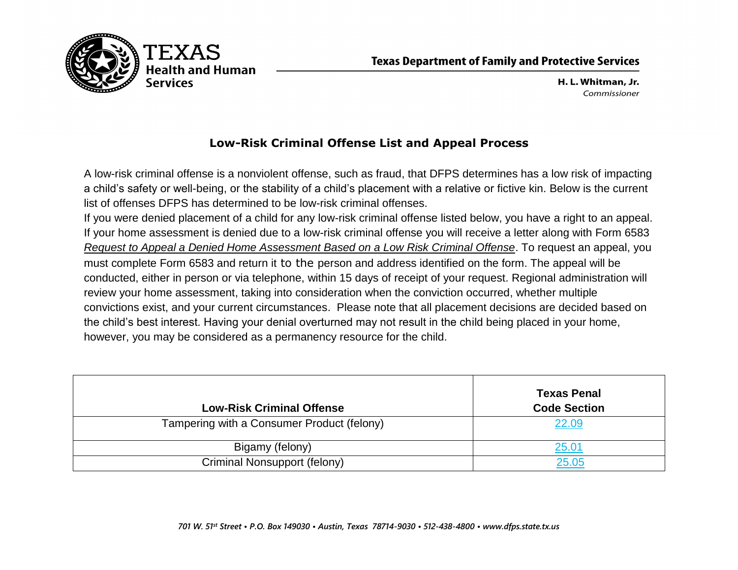TEXAS Health and Human Services

**Texas Department of Family and Protective Services**

**H. L. Whitman, Jr.**
*Commissioner*

## Low-Risk Criminal Offense List and Appeal Process

A low-risk criminal offense is a nonviolent offense, such as fraud, that DFPS determines has a low risk of impacting a child's safety or well-being, or the stability of a child's placement with a relative or fictive kin. Below is the current list of offenses DFPS has determined to be low-risk criminal offenses.

If you were denied placement of a child for any low-risk criminal offense listed below, you have a right to an appeal. If your home assessment is denied due to a low-risk criminal offense you will receive a letter along with Form 6583 *Request to Appeal a Denied Home Assessment Based on a Low Risk Criminal Offense*. To request an appeal, you must complete Form 6583 and return it to the person and address identified on the form. The appeal will be conducted, either in person or via telephone, within 15 days of receipt of your request. Regional administration will review your home assessment, taking into consideration when the conviction occurred, whether multiple convictions exist, and your current circumstances. Please note that all placement decisions are decided based on the child's best interest. Having your denial overturned may not result in the child being placed in your home, however, you may be considered as a permanency resource for the child.

| Low-Risk Criminal Offense | Texas Penal Code Section |
|---|---|
| Tampering with a Consumer Product (felony) | 22.09 |
| Bigamy (felony) | 25.01 |
| Criminal Nonsupport (felony) | 25.05 |

*701 W. 51st Street • P.O. Box 149030 • Austin, Texas 78714-9030 • 512-438-4800 • www.dfps.state.tx.us*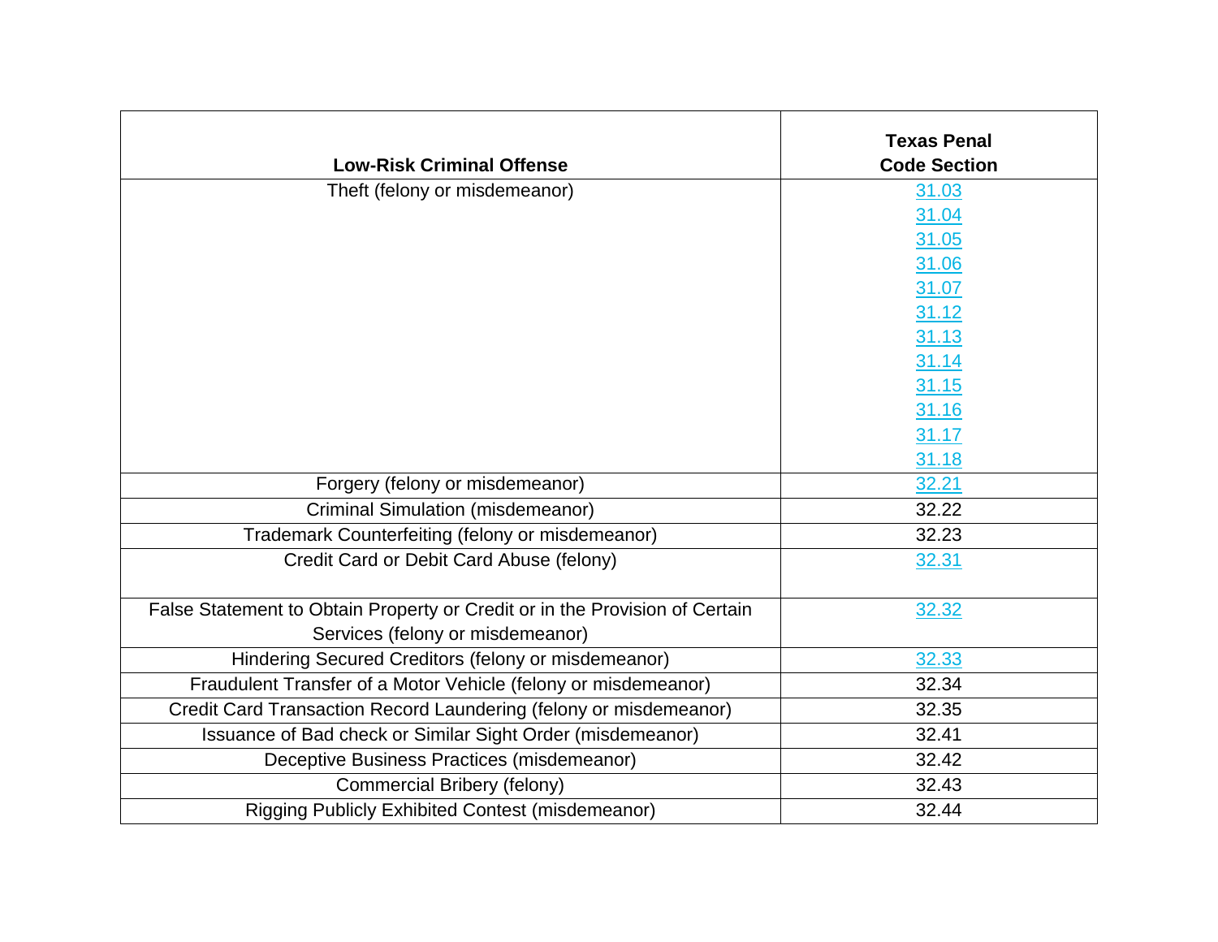| Low-Risk Criminal Offense | Texas Penal Code Section |
|---|---|
| Theft (felony or misdemeanor) | 31.03<br>31.04<br>31.05<br>31.06<br>31.07<br>31.12<br>31.13<br>31.14<br>31.15<br>31.16<br>31.17<br>31.18 |
| Forgery (felony or misdemeanor) | 32.21 |
| Criminal Simulation (misdemeanor) | 32.22 |
| Trademark Counterfeiting (felony or misdemeanor) | 32.23 |
| Credit Card or Debit Card Abuse (felony) | 32.31 |
| False Statement to Obtain Property or Credit or in the Provision of Certain Services (felony or misdemeanor) | 32.32 |
| Hindering Secured Creditors (felony or misdemeanor) | 32.33 |
| Fraudulent Transfer of a Motor Vehicle (felony or misdemeanor) | 32.34 |
| Credit Card Transaction Record Laundering (felony or misdemeanor) | 32.35 |
| Issuance of Bad check or Similar Sight Order (misdemeanor) | 32.41 |
| Deceptive Business Practices (misdemeanor) | 32.42 |
| Commercial Bribery (felony) | 32.43 |
| Rigging Publicly Exhibited Contest (misdemeanor) | 32.44 |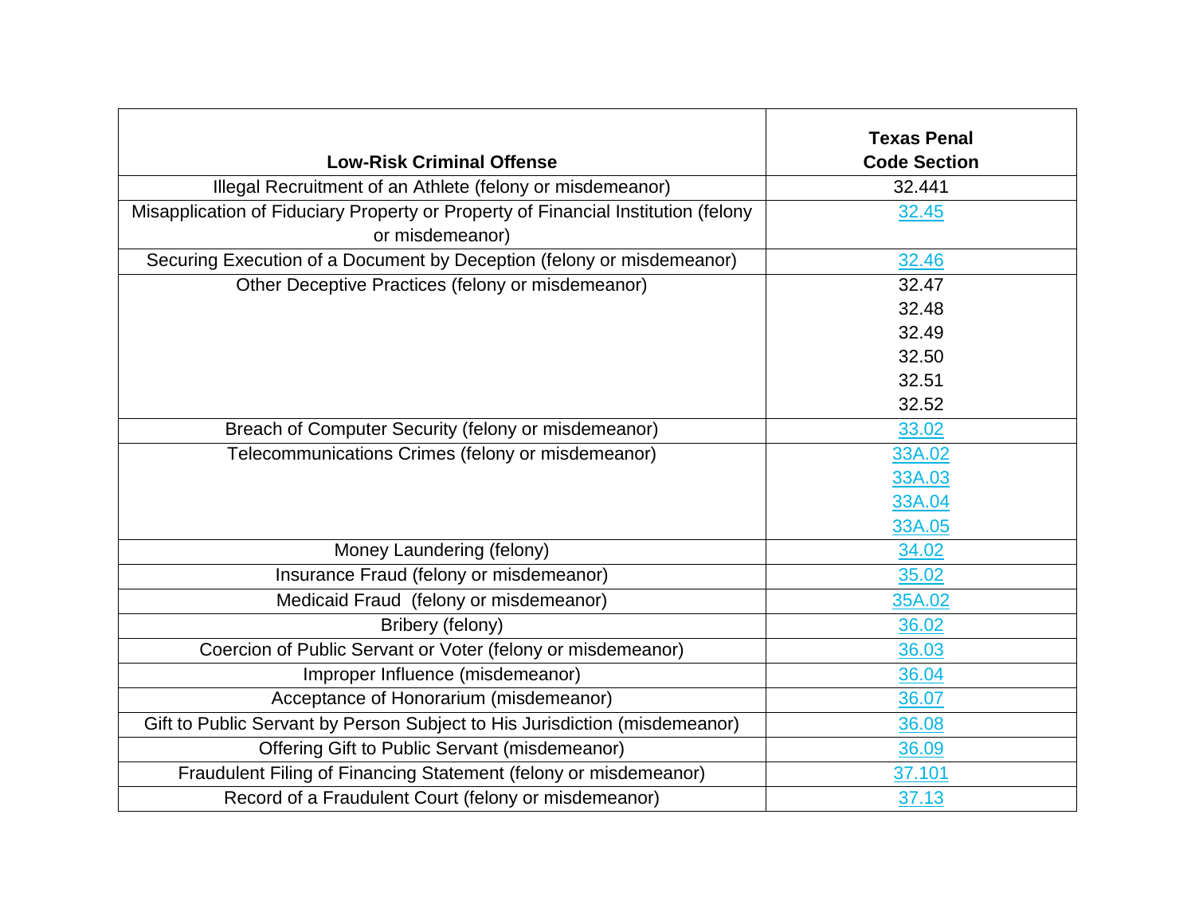| Low-Risk Criminal Offense | Texas Penal Code Section |
|---|---|
| Illegal Recruitment of an Athlete (felony or misdemeanor) | 32.441 |
| Misapplication of Fiduciary Property or Property of Financial Institution (felony or misdemeanor) | 32.45 |
| Securing Execution of a Document by Deception (felony or misdemeanor) | 32.46 |
| Other Deceptive Practices (felony or misdemeanor) | 32.47<br>32.48<br>32.49<br>32.50<br>32.51<br>32.52 |
| Breach of Computer Security (felony or misdemeanor) | 33.02 |
| Telecommunications Crimes (felony or misdemeanor) | 33A.02<br>33A.03<br>33A.04<br>33A.05 |
| Money Laundering (felony) | 34.02 |
| Insurance Fraud (felony or misdemeanor) | 35.02 |
| Medicaid Fraud (felony or misdemeanor) | 35A.02 |
| Bribery (felony) | 36.02 |
| Coercion of Public Servant or Voter (felony or misdemeanor) | 36.03 |
| Improper Influence (misdemeanor) | 36.04 |
| Acceptance of Honorarium (misdemeanor) | 36.07 |
| Gift to Public Servant by Person Subject to His Jurisdiction (misdemeanor) | 36.08 |
| Offering Gift to Public Servant (misdemeanor) | 36.09 |
| Fraudulent Filing of Financing Statement (felony or misdemeanor) | 37.101 |
| Record of a Fraudulent Court (felony or misdemeanor) | 37.13 |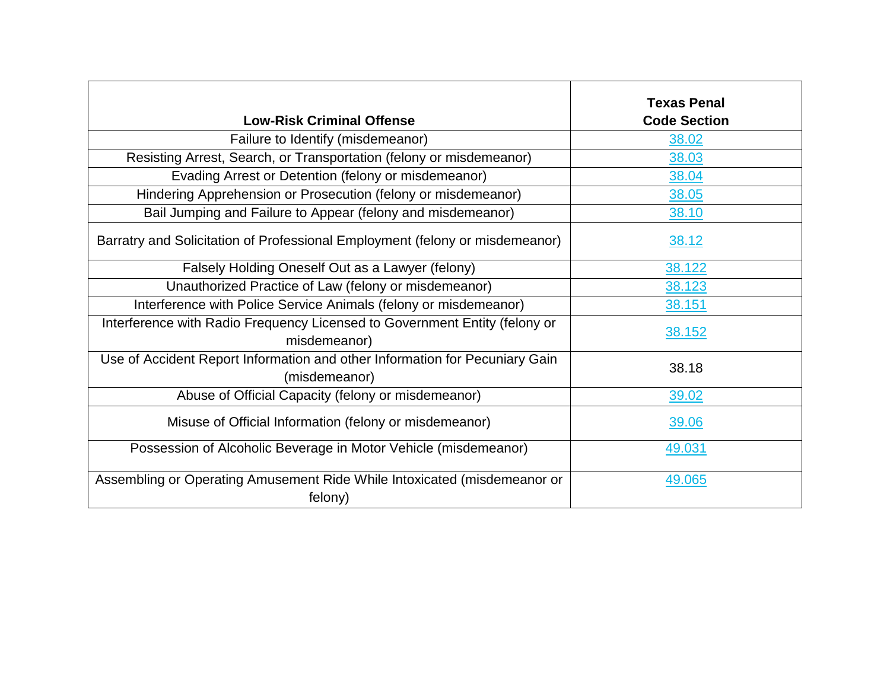| Low-Risk Criminal Offense | Texas Penal Code Section |
|---|---|
| Failure to Identify (misdemeanor) | 38.02 |
| Resisting Arrest, Search, or Transportation (felony or misdemeanor) | 38.03 |
| Evading Arrest or Detention (felony or misdemeanor) | 38.04 |
| Hindering Apprehension or Prosecution (felony or misdemeanor) | 38.05 |
| Bail Jumping and Failure to Appear (felony and misdemeanor) | 38.10 |
| Barratry and Solicitation of Professional Employment (felony or misdemeanor) | 38.12 |
| Falsely Holding Oneself Out as a Lawyer (felony) | 38.122 |
| Unauthorized Practice of Law (felony or misdemeanor) | 38.123 |
| Interference with Police Service Animals (felony or misdemeanor) | 38.151 |
| Interference with Radio Frequency Licensed to Government Entity (felony or misdemeanor) | 38.152 |
| Use of Accident Report Information and other Information for Pecuniary Gain (misdemeanor) | 38.18 |
| Abuse of Official Capacity (felony or misdemeanor) | 39.02 |
| Misuse of Official Information (felony or misdemeanor) | 39.06 |
| Possession of Alcoholic Beverage in Motor Vehicle (misdemeanor) | 49.031 |
| Assembling or Operating Amusement Ride While Intoxicated (misdemeanor or felony) | 49.065 |